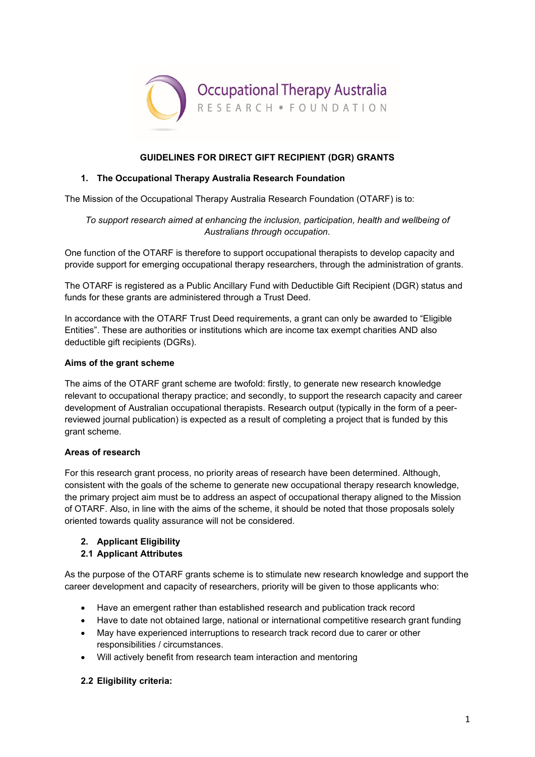Occupational Therapy Australia

RESEARCH • FOUNDATION

# GUIDELINES FOR DIRECT GIFT RECIPIENT (DGR) GRANTS

## 1. The Occupational Therapy Australia Research Foundation

The Mission of the Occupational Therapy Australia Research Foundation (OTARF) is to:

*To support research aimed at enhancing the inclusion, participation, health and wellbeing of Australians through occupation.*

One function of the OTARF is therefore to support occupational therapists to develop capacity and provide support for emerging occupational therapy researchers, through the administration of grants.

The OTARF is registered as a Public Ancillary Fund with Deductible Gift Recipient (DGR) status and funds for these grants are administered through a Trust Deed.

In accordance with the OTARF Trust Deed requirements, a grant can only be awarded to "Eligible Entities". These are authorities or institutions which are income tax exempt charities AND also deductible gift recipients (DGRs).

### Aims of the grant scheme

The aims of the OTARF grant scheme are twofold: firstly, to generate new research knowledge relevant to occupational therapy practice; and secondly, to support the research capacity and career development of Australian occupational therapists. Research output (typically in the form of a peer-reviewed journal publication) is expected as a result of completing a project that is funded by this grant scheme.

### Areas of research

For this research grant process, no priority areas of research have been determined. Although, consistent with the goals of the scheme to generate new occupational therapy research knowledge, the primary project aim must be to address an aspect of occupational therapy aligned to the Mission of OTARF. Also, in line with the aims of the scheme, it should be noted that those proposals solely oriented towards quality assurance will not be considered.

## 2. Applicant Eligibility

### 2.1 Applicant Attributes

As the purpose of the OTARF grants scheme is to stimulate new research knowledge and support the career development and capacity of researchers, priority will be given to those applicants who:

- Have an emergent rather than established research and publication track record
- Have to date not obtained large, national or international competitive research grant funding
- May have experienced interruptions to research track record due to carer or other responsibilities / circumstances.
- Will actively benefit from research team interaction and mentoring

### 2.2 Eligibility criteria: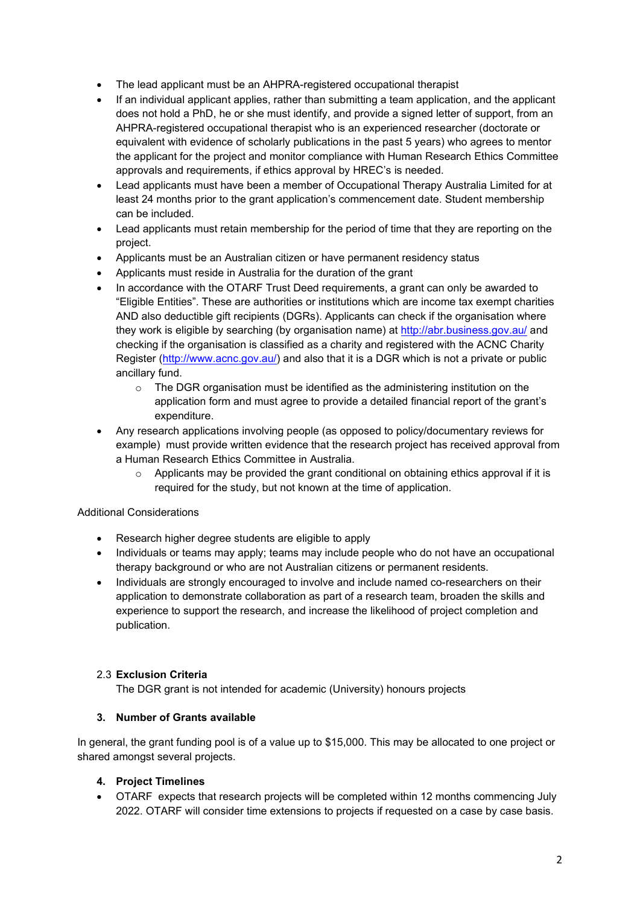- The lead applicant must be an AHPRA-registered occupational therapist
- If an individual applicant applies, rather than submitting a team application, and the applicant does not hold a PhD, he or she must identify, and provide a signed letter of support, from an AHPRA-registered occupational therapist who is an experienced researcher (doctorate or equivalent with evidence of scholarly publications in the past 5 years) who agrees to mentor the applicant for the project and monitor compliance with Human Research Ethics Committee approvals and requirements, if ethics approval by HREC's is needed.
- Lead applicants must have been a member of Occupational Therapy Australia Limited for at least 24 months prior to the grant application's commencement date. Student membership can be included.
- Lead applicants must retain membership for the period of time that they are reporting on the project.
- Applicants must be an Australian citizen or have permanent residency status
- Applicants must reside in Australia for the duration of the grant
- In accordance with the OTARF Trust Deed requirements, a grant can only be awarded to "Eligible Entities". These are authorities or institutions which are income tax exempt charities AND also deductible gift recipients (DGRs). Applicants can check if the organisation where they work is eligible by searching (by organisation name) at [http://abr.business.gov.au/](http://abr.business.gov.au/) and checking if the organisation is classified as a charity and registered with the ACNC Charity Register ([http://www.acnc.gov.au/](http://www.acnc.gov.au/)) and also that it is a DGR which is not a private or public ancillary fund.
    - The DGR organisation must be identified as the administering institution on the application form and must agree to provide a detailed financial report of the grant's expenditure.
- Any research applications involving people (as opposed to policy/documentary reviews for example) must provide written evidence that the research project has received approval from a Human Research Ethics Committee in Australia.
    - Applicants may be provided the grant conditional on obtaining ethics approval if it is required for the study, but not known at the time of application.

Additional Considerations

- Research higher degree students are eligible to apply
- Individuals or teams may apply; teams may include people who do not have an occupational therapy background or who are not Australian citizens or permanent residents.
- Individuals are strongly encouraged to involve and include named co-researchers on their application to demonstrate collaboration as part of a research team, broaden the skills and experience to support the research, and increase the likelihood of project completion and publication.

### 2.3 Exclusion Criteria

The DGR grant is not intended for academic (University) honours projects

## 3. Number of Grants available

In general, the grant funding pool is of a value up to $15,000. This may be allocated to one project or shared amongst several projects.

## 4. Project Timelines

- OTARF expects that research projects will be completed within 12 months commencing July 2022. OTARF will consider time extensions to projects if requested on a case by case basis.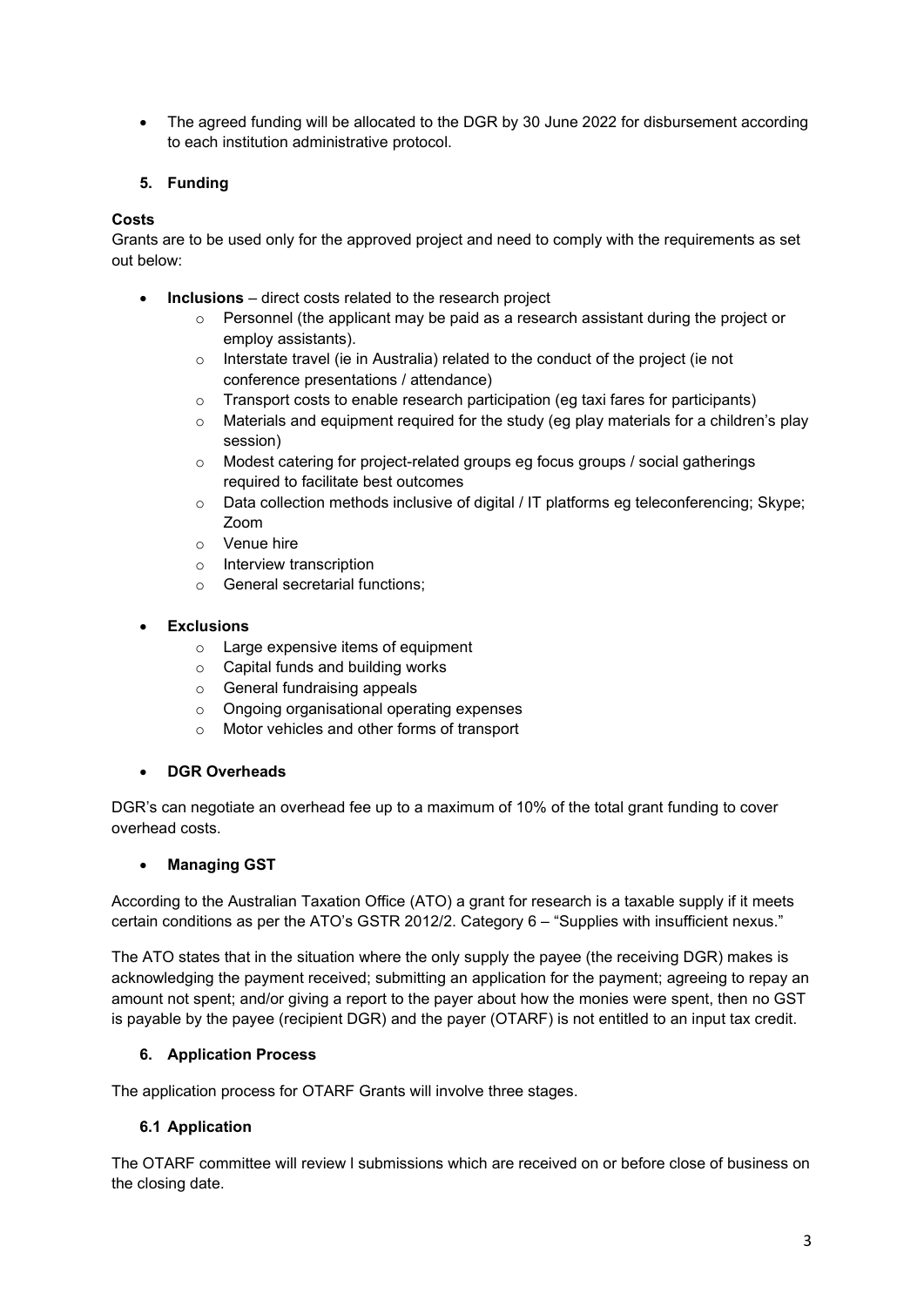- The agreed funding will be allocated to the DGR by 30 June 2022 for disbursement according to each institution administrative protocol.

## 5. Funding

**Costs**

Grants are to be used only for the approved project and need to comply with the requirements as set out below:

- **Inclusions** – direct costs related to the research project
  - Personnel (the applicant may be paid as a research assistant during the project or employ assistants).
  - Interstate travel (ie in Australia) related to the conduct of the project (ie not conference presentations / attendance)
  - Transport costs to enable research participation (eg taxi fares for participants)
  - Materials and equipment required for the study (eg play materials for a children's play session)
  - Modest catering for project-related groups eg focus groups / social gatherings required to facilitate best outcomes
  - Data collection methods inclusive of digital / IT platforms eg teleconferencing; Skype; Zoom
  - Venue hire
  - Interview transcription
  - General secretarial functions;

- **Exclusions**
  - Large expensive items of equipment
  - Capital funds and building works
  - General fundraising appeals
  - Ongoing organisational operating expenses
  - Motor vehicles and other forms of transport

- **DGR Overheads**

DGR's can negotiate an overhead fee up to a maximum of 10% of the total grant funding to cover overhead costs.

- **Managing GST**

According to the Australian Taxation Office (ATO) a grant for research is a taxable supply if it meets certain conditions as per the ATO's GSTR 2012/2. Category 6 – "Supplies with insufficient nexus."

The ATO states that in the situation where the only supply the payee (the receiving DGR) makes is acknowledging the payment received; submitting an application for the payment; agreeing to repay an amount not spent; and/or giving a report to the payer about how the monies were spent, then no GST is payable by the payee (recipient DGR) and the payer (OTARF) is not entitled to an input tax credit.

## 6. Application Process

The application process for OTARF Grants will involve three stages.

### 6.1 Application

The OTARF committee will review l submissions which are received on or before close of business on the closing date.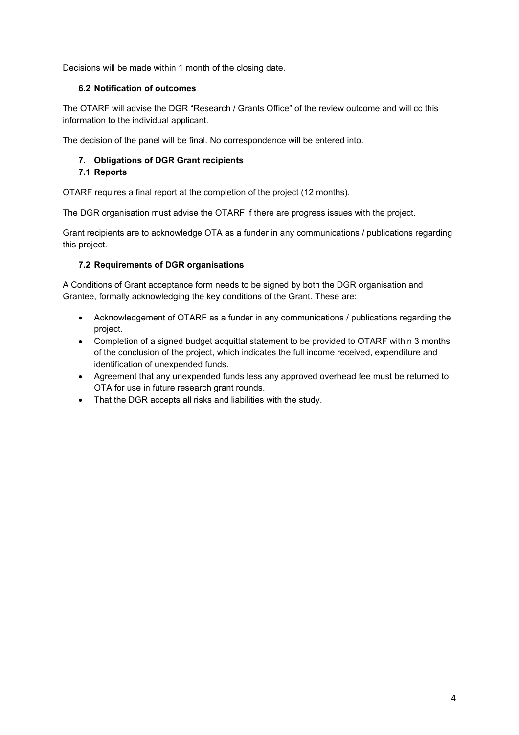Decisions will be made within 1 month of the closing date.

### 6.2 Notification of outcomes

The OTARF will advise the DGR "Research / Grants Office" of the review outcome and will cc this information to the individual applicant.

The decision of the panel will be final. No correspondence will be entered into.

## 7. Obligations of DGR Grant recipients

### 7.1 Reports

OTARF requires a final report at the completion of the project (12 months).

The DGR organisation must advise the OTARF if there are progress issues with the project.

Grant recipients are to acknowledge OTA as a funder in any communications / publications regarding this project.

### 7.2 Requirements of DGR organisations

A Conditions of Grant acceptance form needs to be signed by both the DGR organisation and Grantee, formally acknowledging the key conditions of the Grant. These are:

- Acknowledgement of OTARF as a funder in any communications / publications regarding the project.
- Completion of a signed budget acquittal statement to be provided to OTARF within 3 months of the conclusion of the project, which indicates the full income received, expenditure and identification of unexpended funds.
- Agreement that any unexpended funds less any approved overhead fee must be returned to OTA for use in future research grant rounds.
- That the DGR accepts all risks and liabilities with the study.